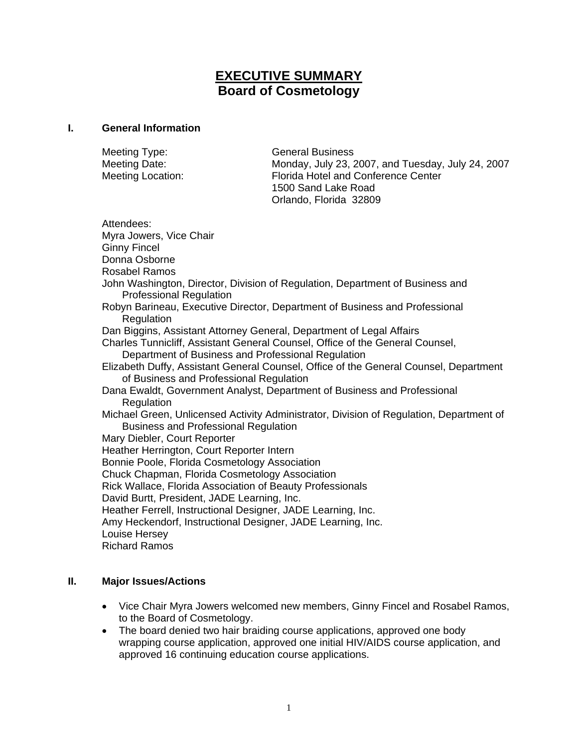# EXECUTIVE SUMMARY
## Board of Cosmetology

### I. General Information

Meeting Type: General Business
Meeting Date: Monday, July 23, 2007, and Tuesday, July 24, 2007
Meeting Location: Florida Hotel and Conference Center
1500 Sand Lake Road
Orlando, Florida 32809

Attendees:
Myra Jowers, Vice Chair
Ginny Fincel
Donna Osborne
Rosabel Ramos
John Washington, Director, Division of Regulation, Department of Business and Professional Regulation
Robyn Barineau, Executive Director, Department of Business and Professional Regulation
Dan Biggins, Assistant Attorney General, Department of Legal Affairs
Charles Tunnicliff, Assistant General Counsel, Office of the General Counsel, Department of Business and Professional Regulation
Elizabeth Duffy, Assistant General Counsel, Office of the General Counsel, Department of Business and Professional Regulation
Dana Ewaldt, Government Analyst, Department of Business and Professional Regulation
Michael Green, Unlicensed Activity Administrator, Division of Regulation, Department of Business and Professional Regulation
Mary Diebler, Court Reporter
Heather Herrington, Court Reporter Intern
Bonnie Poole, Florida Cosmetology Association
Chuck Chapman, Florida Cosmetology Association
Rick Wallace, Florida Association of Beauty Professionals
David Burtt, President, JADE Learning, Inc.
Heather Ferrell, Instructional Designer, JADE Learning, Inc.
Amy Heckendorf, Instructional Designer, JADE Learning, Inc.
Louise Hersey
Richard Ramos

### II. Major Issues/Actions

- Vice Chair Myra Jowers welcomed new members, Ginny Fincel and Rosabel Ramos, to the Board of Cosmetology.
- The board denied two hair braiding course applications, approved one body wrapping course application, approved one initial HIV/AIDS course application, and approved 16 continuing education course applications.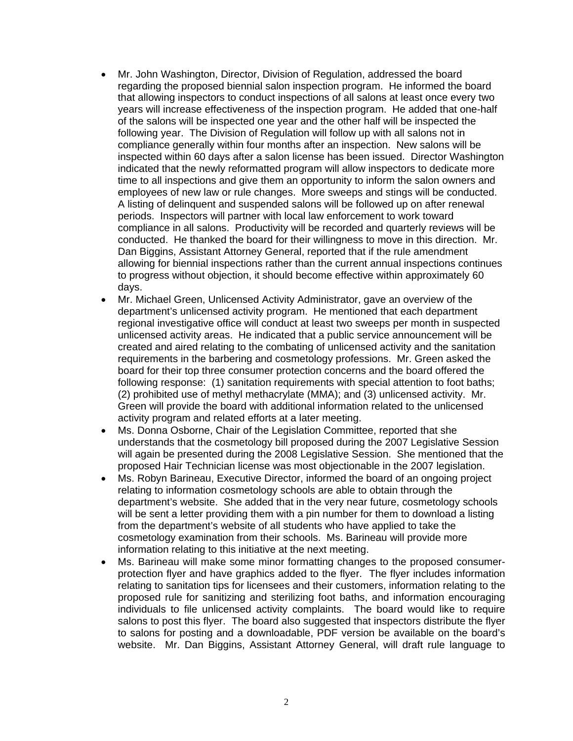- Mr. John Washington, Director, Division of Regulation, addressed the board regarding the proposed biennial salon inspection program. He informed the board that allowing inspectors to conduct inspections of all salons at least once every two years will increase effectiveness of the inspection program. He added that one-half of the salons will be inspected one year and the other half will be inspected the following year. The Division of Regulation will follow up with all salons not in compliance generally within four months after an inspection. New salons will be inspected within 60 days after a salon license has been issued. Director Washington indicated that the newly reformatted program will allow inspectors to dedicate more time to all inspections and give them an opportunity to inform the salon owners and employees of new law or rule changes. More sweeps and stings will be conducted. A listing of delinquent and suspended salons will be followed up on after renewal periods. Inspectors will partner with local law enforcement to work toward compliance in all salons. Productivity will be recorded and quarterly reviews will be conducted. He thanked the board for their willingness to move in this direction. Mr. Dan Biggins, Assistant Attorney General, reported that if the rule amendment allowing for biennial inspections rather than the current annual inspections continues to progress without objection, it should become effective within approximately 60 days.
- Mr. Michael Green, Unlicensed Activity Administrator, gave an overview of the department's unlicensed activity program. He mentioned that each department regional investigative office will conduct at least two sweeps per month in suspected unlicensed activity areas. He indicated that a public service announcement will be created and aired relating to the combating of unlicensed activity and the sanitation requirements in the barbering and cosmetology professions. Mr. Green asked the board for their top three consumer protection concerns and the board offered the following response: (1) sanitation requirements with special attention to foot baths; (2) prohibited use of methyl methacrylate (MMA); and (3) unlicensed activity. Mr. Green will provide the board with additional information related to the unlicensed activity program and related efforts at a later meeting.
- Ms. Donna Osborne, Chair of the Legislation Committee, reported that she understands that the cosmetology bill proposed during the 2007 Legislative Session will again be presented during the 2008 Legislative Session. She mentioned that the proposed Hair Technician license was most objectionable in the 2007 legislation.
- Ms. Robyn Barineau, Executive Director, informed the board of an ongoing project relating to information cosmetology schools are able to obtain through the department's website. She added that in the very near future, cosmetology schools will be sent a letter providing them with a pin number for them to download a listing from the department's website of all students who have applied to take the cosmetology examination from their schools. Ms. Barineau will provide more information relating to this initiative at the next meeting.
- Ms. Barineau will make some minor formatting changes to the proposed consumer-protection flyer and have graphics added to the flyer. The flyer includes information relating to sanitation tips for licensees and their customers, information relating to the proposed rule for sanitizing and sterilizing foot baths, and information encouraging individuals to file unlicensed activity complaints. The board would like to require salons to post this flyer. The board also suggested that inspectors distribute the flyer to salons for posting and a downloadable, PDF version be available on the board's website. Mr. Dan Biggins, Assistant Attorney General, will draft rule language to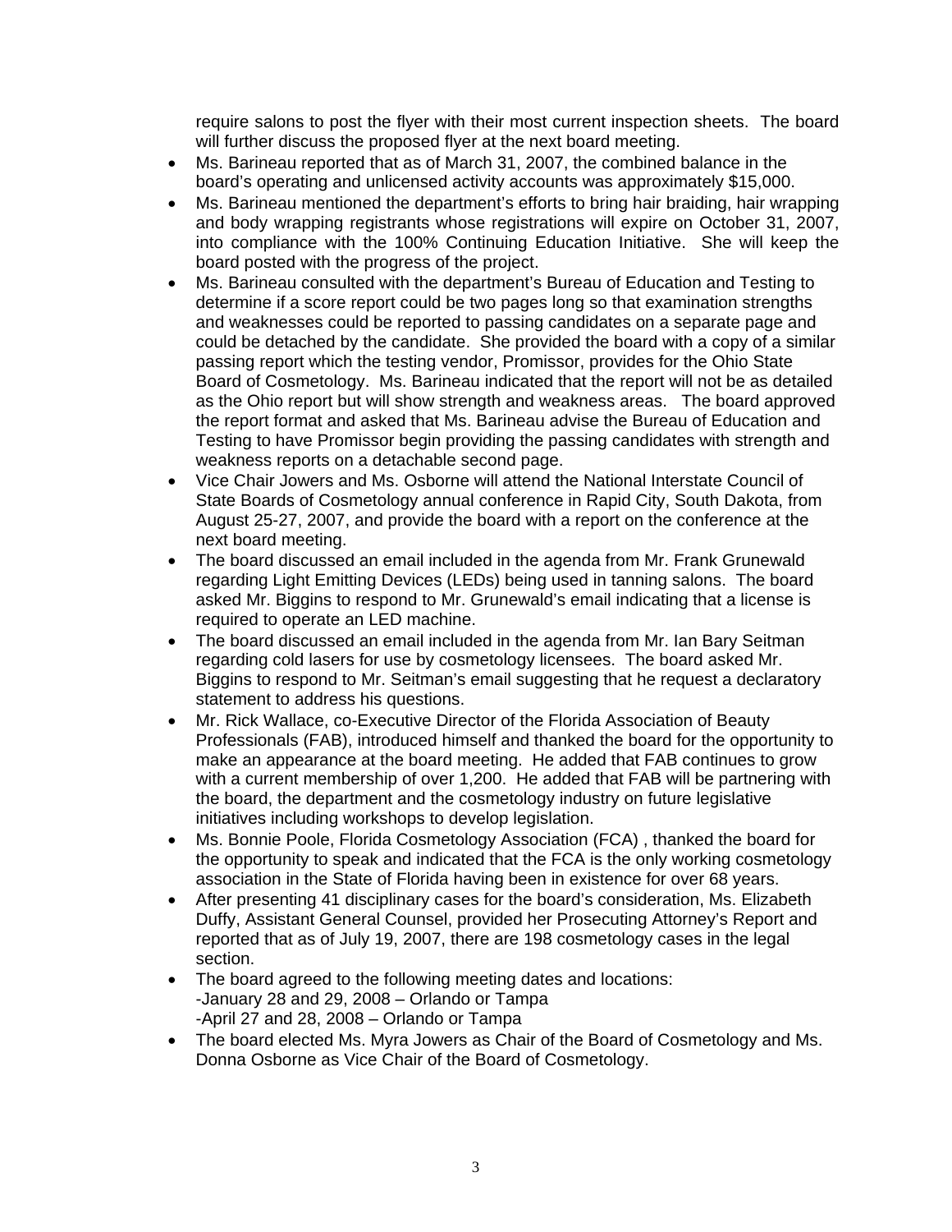require salons to post the flyer with their most current inspection sheets. The board will further discuss the proposed flyer at the next board meeting.

- Ms. Barineau reported that as of March 31, 2007, the combined balance in the board's operating and unlicensed activity accounts was approximately $15,000.
- Ms. Barineau mentioned the department's efforts to bring hair braiding, hair wrapping and body wrapping registrants whose registrations will expire on October 31, 2007, into compliance with the 100% Continuing Education Initiative. She will keep the board posted with the progress of the project.
- Ms. Barineau consulted with the department's Bureau of Education and Testing to determine if a score report could be two pages long so that examination strengths and weaknesses could be reported to passing candidates on a separate page and could be detached by the candidate. She provided the board with a copy of a similar passing report which the testing vendor, Promissor, provides for the Ohio State Board of Cosmetology. Ms. Barineau indicated that the report will not be as detailed as the Ohio report but will show strength and weakness areas. The board approved the report format and asked that Ms. Barineau advise the Bureau of Education and Testing to have Promissor begin providing the passing candidates with strength and weakness reports on a detachable second page.
- Vice Chair Jowers and Ms. Osborne will attend the National Interstate Council of State Boards of Cosmetology annual conference in Rapid City, South Dakota, from August 25-27, 2007, and provide the board with a report on the conference at the next board meeting.
- The board discussed an email included in the agenda from Mr. Frank Grunewald regarding Light Emitting Devices (LEDs) being used in tanning salons. The board asked Mr. Biggins to respond to Mr. Grunewald's email indicating that a license is required to operate an LED machine.
- The board discussed an email included in the agenda from Mr. Ian Bary Seitman regarding cold lasers for use by cosmetology licensees. The board asked Mr. Biggins to respond to Mr. Seitman's email suggesting that he request a declaratory statement to address his questions.
- Mr. Rick Wallace, co-Executive Director of the Florida Association of Beauty Professionals (FAB), introduced himself and thanked the board for the opportunity to make an appearance at the board meeting. He added that FAB continues to grow with a current membership of over 1,200. He added that FAB will be partnering with the board, the department and the cosmetology industry on future legislative initiatives including workshops to develop legislation.
- Ms. Bonnie Poole, Florida Cosmetology Association (FCA) , thanked the board for the opportunity to speak and indicated that the FCA is the only working cosmetology association in the State of Florida having been in existence for over 68 years.
- After presenting 41 disciplinary cases for the board's consideration, Ms. Elizabeth Duffy, Assistant General Counsel, provided her Prosecuting Attorney's Report and reported that as of July 19, 2007, there are 198 cosmetology cases in the legal section.
- The board agreed to the following meeting dates and locations:
  -January 28 and 29, 2008 – Orlando or Tampa
  -April 27 and 28, 2008 – Orlando or Tampa
- The board elected Ms. Myra Jowers as Chair of the Board of Cosmetology and Ms. Donna Osborne as Vice Chair of the Board of Cosmetology.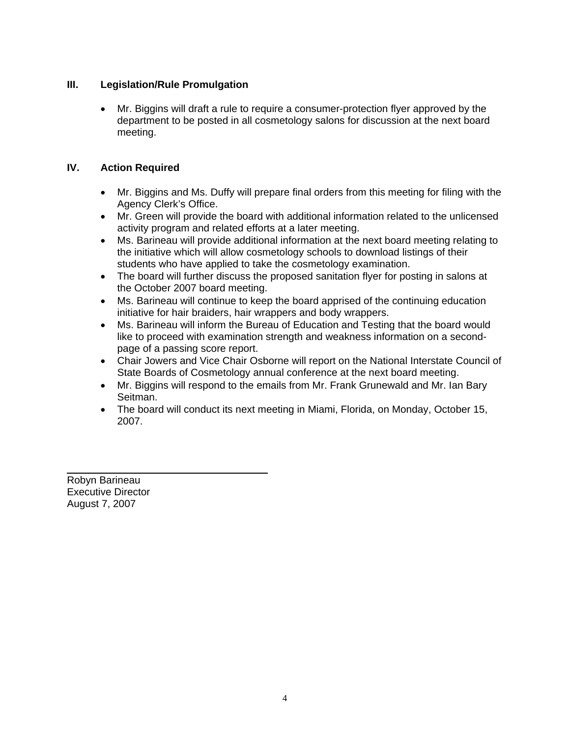## III. Legislation/Rule Promulgation

- Mr. Biggins will draft a rule to require a consumer-protection flyer approved by the department to be posted in all cosmetology salons for discussion at the next board meeting.

## IV. Action Required

- Mr. Biggins and Ms. Duffy will prepare final orders from this meeting for filing with the Agency Clerk's Office.
- Mr. Green will provide the board with additional information related to the unlicensed activity program and related efforts at a later meeting.
- Ms. Barineau will provide additional information at the next board meeting relating to the initiative which will allow cosmetology schools to download listings of their students who have applied to take the cosmetology examination.
- The board will further discuss the proposed sanitation flyer for posting in salons at the October 2007 board meeting.
- Ms. Barineau will continue to keep the board apprised of the continuing education initiative for hair braiders, hair wrappers and body wrappers.
- Ms. Barineau will inform the Bureau of Education and Testing that the board would like to proceed with examination strength and weakness information on a second-page of a passing score report.
- Chair Jowers and Vice Chair Osborne will report on the National Interstate Council of State Boards of Cosmetology annual conference at the next board meeting.
- Mr. Biggins will respond to the emails from Mr. Frank Grunewald and Mr. Ian Bary Seitman.
- The board will conduct its next meeting in Miami, Florida, on Monday, October 15, 2007.

Robyn Barineau
Executive Director
August 7, 2007